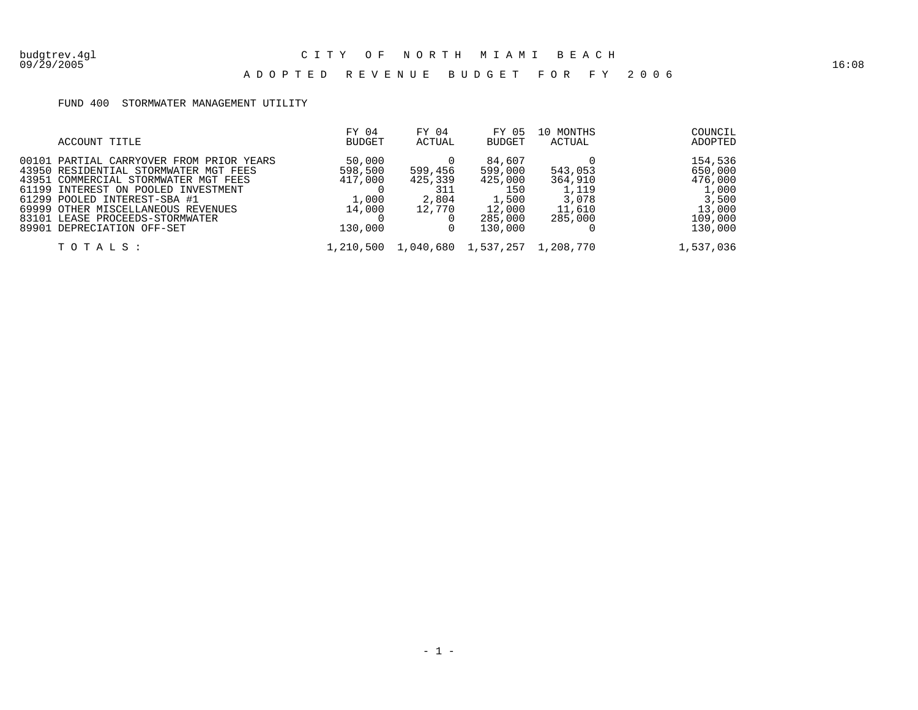budgtrev.4gl

09/29/2005

16:08

# CITY OF NORTH MIAMI BEACH

## ADOPTED REVENUE BUDGET FOR FY 2006

FUND 400 STORMWATER MANAGEMENT UTILITY

| ACCOUNT TITLE | FY 04 BUDGET | FY 04 ACTUAL | FY 05 BUDGET | 10 MONTHS ACTUAL | COUNCIL ADOPTED |
|---|---|---|---|---|---|
| 00101 PARTIAL CARRYOVER FROM PRIOR YEARS | 50,000 | 0 | 84,607 | 0 | 154,536 |
| 43950 RESIDENTIAL STORMWATER MGT FEES | 598,500 | 599,456 | 599,000 | 543,053 | 650,000 |
| 43951 COMMERCIAL STORMWATER MGT FEES | 417,000 | 425,339 | 425,000 | 364,910 | 476,000 |
| 61199 INTEREST ON POOLED INVESTMENT | 0 | 311 | 150 | 1,119 | 1,000 |
| 61299 POOLED INTEREST-SBA #1 | 1,000 | 2,804 | 1,500 | 3,078 | 3,500 |
| 69999 OTHER MISCELLANEOUS REVENUES | 14,000 | 12,770 | 12,000 | 11,610 | 13,000 |
| 83101 LEASE PROCEEDS-STORMWATER | 0 | 0 | 285,000 | 285,000 | 109,000 |
| 89901 DEPRECIATION OFF-SET | 130,000 | 0 | 130,000 | 0 | 130,000 |
| TOTALS: | 1,210,500 | 1,040,680 | 1,537,257 | 1,208,770 | 1,537,036 |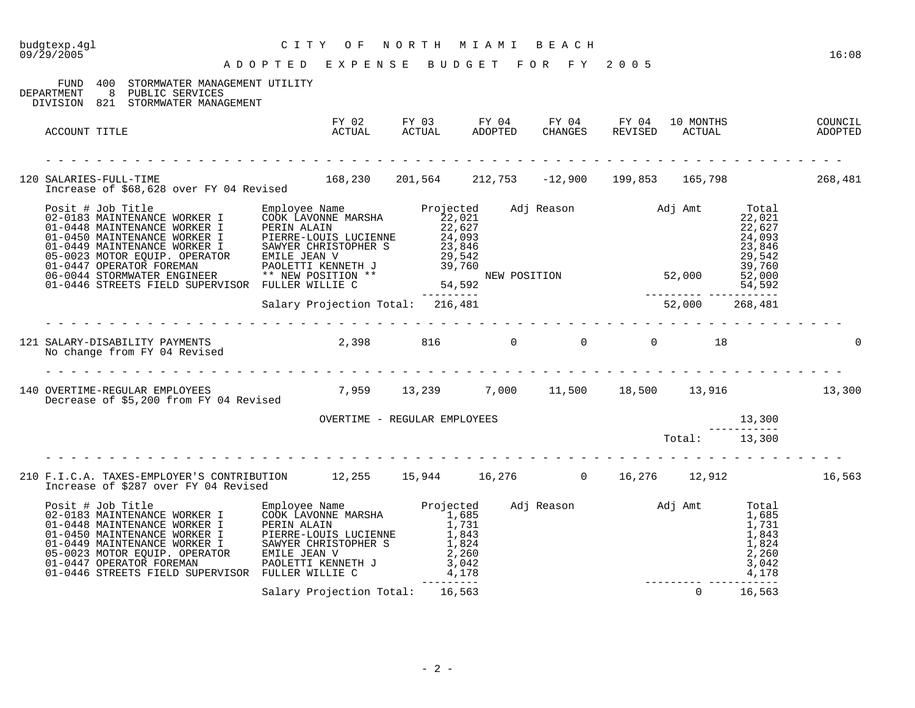budgtexp.4gl
09/29/2005

# CITY OF NORTH MIAMI BEACH

16:08

## ADOPTED EXPENSE BUDGET FOR FY 2005

FUND 400 STORMWATER MANAGEMENT UTILITY
DEPARTMENT 8 PUBLIC SERVICES
DIVISION 821 STORMWATER MANAGEMENT

| ACCOUNT TITLE | FY 02 ACTUAL | FY 03 ACTUAL | FY 04 ADOPTED | FY 04 CHANGES | FY 04 REVISED | 10 MONTHS ACTUAL | COUNCIL ADOPTED |
|---|---|---|---|---|---|---|---|
| 120 SALARIES-FULL-TIME<br>Increase of $68,628 over FY 04 Revised | 168,230 | 201,564 | 212,753 | -12,900 | 199,853 | 165,798 | 268,481 |

| Posit # | Job Title | Employee Name | Projected | Adj Reason | Adj Amt | Total |
|---|---|---|---|---|---|---|
| 02-0183 | MAINTENANCE WORKER I | COOK LAVONNE MARSHA | 22,021 | | | 22,021 |
| 01-0448 | MAINTENANCE WORKER I | PERIN ALAIN | 22,627 | | | 22,627 |
| 01-0450 | MAINTENANCE WORKER I | PIERRE-LOUIS LUCIENNE | 24,093 | | | 24,093 |
| 01-0449 | MAINTENANCE WORKER I | SAWYER CHRISTOPHER S | 23,846 | | | 23,846 |
| 05-0023 | MOTOR EQUIP. OPERATOR | EMILE JEAN V | 29,542 | | | 29,542 |
| 01-0447 | OPERATOR FOREMAN | PAOLETTI KENNETH J | 39,760 | | | 39,760 |
| 06-0044 | STORMWATER ENGINEER | ** NEW POSITION ** | | NEW POSITION | 52,000 | 52,000 |
| 01-0446 | STREETS FIELD SUPERVISOR | FULLER WILLIE C | 54,592 | | | 54,592 |
| | | Salary Projection Total: | 216,481 | | 52,000 | 268,481 |

| ACCOUNT TITLE | FY 02 ACTUAL | FY 03 ACTUAL | FY 04 ADOPTED | FY 04 CHANGES | FY 04 REVISED | 10 MONTHS ACTUAL | COUNCIL ADOPTED |
|---|---|---|---|---|---|---|---|
| 121 SALARY-DISABILITY PAYMENTS<br>No change from FY 04 Revised | 2,398 | 816 | 0 | 0 | 0 | 18 | 0 |
| 140 OVERTIME-REGULAR EMPLOYEES<br>Decrease of $5,200 from FY 04 Revised | 7,959 | 13,239 | 7,000 | 11,500 | 18,500 | 13,916 | 13,300 |

| Description | Amount |
|---|---|
| OVERTIME - REGULAR EMPLOYEES | 13,300 |
| Total: | 13,300 |

| ACCOUNT TITLE | FY 02 ACTUAL | FY 03 ACTUAL | FY 04 ADOPTED | FY 04 CHANGES | FY 04 REVISED | 10 MONTHS ACTUAL | COUNCIL ADOPTED |
|---|---|---|---|---|---|---|---|
| 210 F.I.C.A. TAXES-EMPLOYER'S CONTRIBUTION<br>Increase of $287 over FY 04 Revised | 12,255 | 15,944 | 16,276 | 0 | 16,276 | 12,912 | 16,563 |

| Posit # | Job Title | Employee Name | Projected | Adj Reason | Adj Amt | Total |
|---|---|---|---|---|---|---|
| 02-0183 | MAINTENANCE WORKER I | COOK LAVONNE MARSHA | 1,685 | | | 1,685 |
| 01-0448 | MAINTENANCE WORKER I | PERIN ALAIN | 1,731 | | | 1,731 |
| 01-0450 | MAINTENANCE WORKER I | PIERRE-LOUIS LUCIENNE | 1,843 | | | 1,843 |
| 01-0449 | MAINTENANCE WORKER I | SAWYER CHRISTOPHER S | 1,824 | | | 1,824 |
| 05-0023 | MOTOR EQUIP. OPERATOR | EMILE JEAN V | 2,260 | | | 2,260 |
| 01-0447 | OPERATOR FOREMAN | PAOLETTI KENNETH J | 3,042 | | | 3,042 |
| 01-0446 | STREETS FIELD SUPERVISOR | FULLER WILLIE C | 4,178 | | | 4,178 |
| | | Salary Projection Total: | 16,563 | | 0 | 16,563 |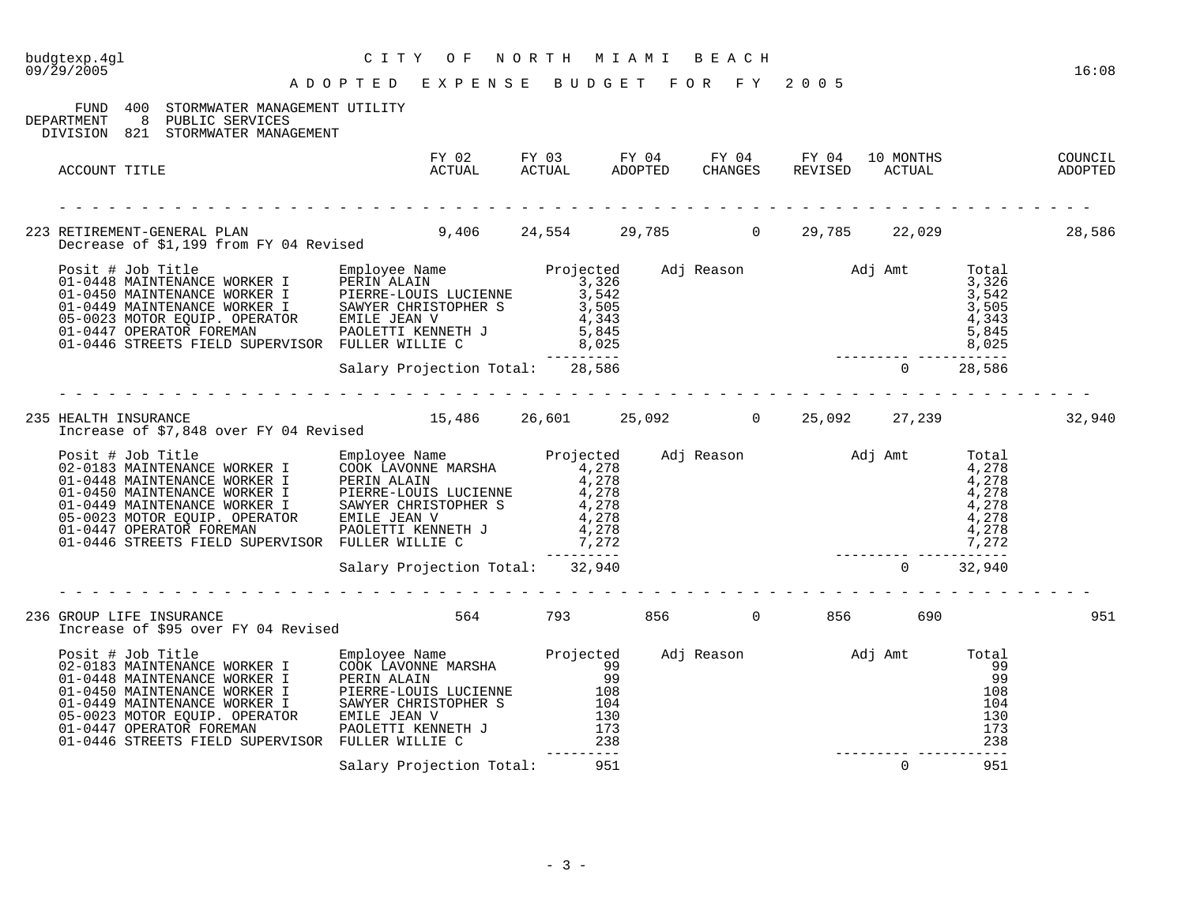budgtexp.4gl — CITY OF NORTH MIAMI BEACH — 09/29/2005 16:08

# ADOPTED EXPENSE BUDGET FOR FY 2005

FUND 400 STORMWATER MANAGEMENT UTILITY
DEPARTMENT 8 PUBLIC SERVICES
DIVISION 821 STORMWATER MANAGEMENT

| ACCOUNT TITLE | FY 02 ACTUAL | FY 03 ACTUAL | FY 04 ADOPTED | FY 04 CHANGES | FY 04 REVISED | 10 MONTHS ACTUAL | COUNCIL ADOPTED |
|---|---|---|---|---|---|---|---|
| 223 RETIREMENT-GENERAL PLAN | 9,406 | 24,554 | 29,785 | 0 | 29,785 | 22,029 | 28,586 |

Decrease of $1,199 from FY 04 Revised

| Posit # | Job Title | Employee Name | Projected | Adj Reason | Adj Amt | Total |
|---|---|---|---|---|---|---|
| 01-0448 | MAINTENANCE WORKER I | PERIN ALAIN | 3,326 | | | 3,326 |
| 01-0450 | MAINTENANCE WORKER I | PIERRE-LOUIS LUCIENNE | 3,542 | | | 3,542 |
| 01-0449 | MAINTENANCE WORKER I | SAWYER CHRISTOPHER S | 3,505 | | | 3,505 |
| 05-0023 | MOTOR EQUIP. OPERATOR | EMILE JEAN V | 4,343 | | | 4,343 |
| 01-0447 | OPERATOR FOREMAN | PAOLETTI KENNETH J | 5,845 | | | 5,845 |
| 01-0446 | STREETS FIELD SUPERVISOR | FULLER WILLIE C | 8,025 | | | 8,025 |
| | | Salary Projection Total: | 28,586 | | 0 | 28,586 |

| ACCOUNT TITLE | FY 02 ACTUAL | FY 03 ACTUAL | FY 04 ADOPTED | FY 04 CHANGES | FY 04 REVISED | 10 MONTHS ACTUAL | COUNCIL ADOPTED |
|---|---|---|---|---|---|---|---|
| 235 HEALTH INSURANCE | 15,486 | 26,601 | 25,092 | 0 | 25,092 | 27,239 | 32,940 |

Increase of $7,848 over FY 04 Revised

| Posit # | Job Title | Employee Name | Projected | Adj Reason | Adj Amt | Total |
|---|---|---|---|---|---|---|
| 02-0183 | MAINTENANCE WORKER I | COOK LAVONNE MARSHA | 4,278 | | | 4,278 |
| 01-0448 | MAINTENANCE WORKER I | PERIN ALAIN | 4,278 | | | 4,278 |
| 01-0450 | MAINTENANCE WORKER I | PIERRE-LOUIS LUCIENNE | 4,278 | | | 4,278 |
| 01-0449 | MAINTENANCE WORKER I | SAWYER CHRISTOPHER S | 4,278 | | | 4,278 |
| 05-0023 | MOTOR EQUIP. OPERATOR | EMILE JEAN V | 4,278 | | | 4,278 |
| 01-0447 | OPERATOR FOREMAN | PAOLETTI KENNETH J | 4,278 | | | 4,278 |
| 01-0446 | STREETS FIELD SUPERVISOR | FULLER WILLIE C | 7,272 | | | 7,272 |
| | | Salary Projection Total: | 32,940 | | 0 | 32,940 |

| ACCOUNT TITLE | FY 02 ACTUAL | FY 03 ACTUAL | FY 04 ADOPTED | FY 04 CHANGES | FY 04 REVISED | 10 MONTHS ACTUAL | COUNCIL ADOPTED |
|---|---|---|---|---|---|---|---|
| 236 GROUP LIFE INSURANCE | 564 | 793 | 856 | 0 | 856 | 690 | 951 |

Increase of $95 over FY 04 Revised

| Posit # | Job Title | Employee Name | Projected | Adj Reason | Adj Amt | Total |
|---|---|---|---|---|---|---|
| 02-0183 | MAINTENANCE WORKER I | COOK LAVONNE MARSHA | 99 | | | 99 |
| 01-0448 | MAINTENANCE WORKER I | PERIN ALAIN | 99 | | | 99 |
| 01-0450 | MAINTENANCE WORKER I | PIERRE-LOUIS LUCIENNE | 108 | | | 108 |
| 01-0449 | MAINTENANCE WORKER I | SAWYER CHRISTOPHER S | 104 | | | 104 |
| 05-0023 | MOTOR EQUIP. OPERATOR | EMILE JEAN V | 130 | | | 130 |
| 01-0447 | OPERATOR FOREMAN | PAOLETTI KENNETH J | 173 | | | 173 |
| 01-0446 | STREETS FIELD SUPERVISOR | FULLER WILLIE C | 238 | | | 238 |
| | | Salary Projection Total: | 951 | | 0 | 951 |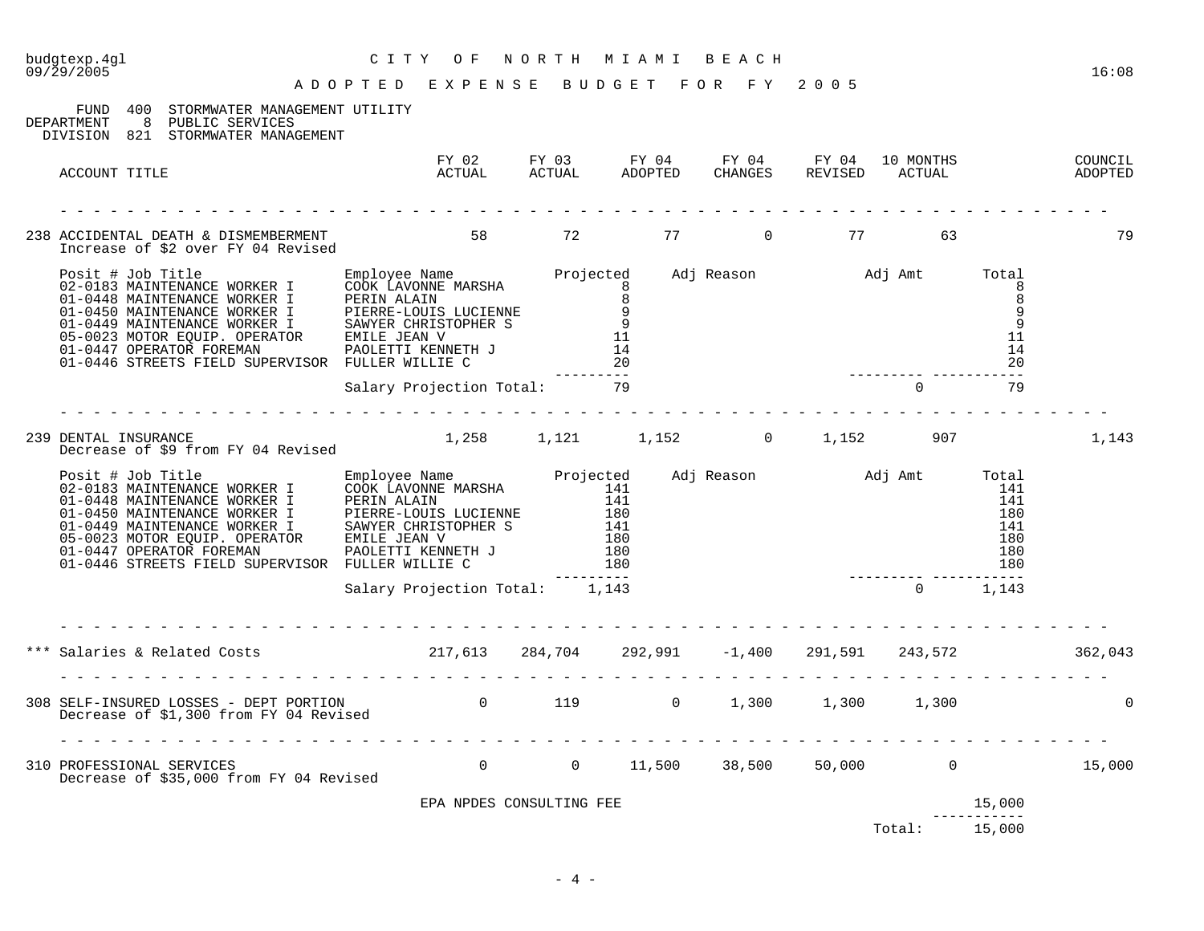# CITY OF NORTH MIAMI BEACH

## ADOPTED EXPENSE BUDGET FOR FY 2005

FUND 400 STORMWATER MANAGEMENT UTILITY
DEPARTMENT 8 PUBLIC SERVICES
DIVISION 821 STORMWATER MANAGEMENT

| ACCOUNT TITLE | FY 02 ACTUAL | FY 03 ACTUAL | FY 04 ADOPTED | FY 04 CHANGES | FY 04 REVISED | 10 MONTHS ACTUAL | COUNCIL ADOPTED |
|---|---|---|---|---|---|---|---|
| 238 ACCIDENTAL DEATH & DISMEMBERMENT | 58 | 72 | 77 | 0 | 77 | 63 | 79 |

Increase of $2 over FY 04 Revised

| Posit # | Job Title | Employee Name | Projected | Adj Reason | Adj Amt | Total |
|---|---|---|---|---|---|---|
| 02-0183 | MAINTENANCE WORKER I | COOK LAVONNE MARSHA | 8 | | | 8 |
| 01-0448 | MAINTENANCE WORKER I | PERIN ALAIN | 8 | | | 8 |
| 01-0450 | MAINTENANCE WORKER I | PIERRE-LOUIS LUCIENNE | 9 | | | 9 |
| 01-0449 | MAINTENANCE WORKER I | SAWYER CHRISTOPHER S | 9 | | | 9 |
| 05-0023 | MOTOR EQUIP. OPERATOR | EMILE JEAN V | 11 | | | 11 |
| 01-0447 | OPERATOR FOREMAN | PAOLETTI KENNETH J | 14 | | | 14 |
| 01-0446 | STREETS FIELD SUPERVISOR | FULLER WILLIE C | 20 | | | 20 |
| | | Salary Projection Total: | 79 | | 0 | 79 |

| ACCOUNT TITLE | FY 02 ACTUAL | FY 03 ACTUAL | FY 04 ADOPTED | FY 04 CHANGES | FY 04 REVISED | 10 MONTHS ACTUAL | COUNCIL ADOPTED |
|---|---|---|---|---|---|---|---|
| 239 DENTAL INSURANCE | 1,258 | 1,121 | 1,152 | 0 | 1,152 | 907 | 1,143 |

Decrease of $9 from FY 04 Revised

| Posit # | Job Title | Employee Name | Projected | Adj Reason | Adj Amt | Total |
|---|---|---|---|---|---|---|
| 02-0183 | MAINTENANCE WORKER I | COOK LAVONNE MARSHA | 141 | | | 141 |
| 01-0448 | MAINTENANCE WORKER I | PERIN ALAIN | 141 | | | 141 |
| 01-0450 | MAINTENANCE WORKER I | PIERRE-LOUIS LUCIENNE | 180 | | | 180 |
| 01-0449 | MAINTENANCE WORKER I | SAWYER CHRISTOPHER S | 141 | | | 141 |
| 05-0023 | MOTOR EQUIP. OPERATOR | EMILE JEAN V | 180 | | | 180 |
| 01-0447 | OPERATOR FOREMAN | PAOLETTI KENNETH J | 180 | | | 180 |
| 01-0446 | STREETS FIELD SUPERVISOR | FULLER WILLIE C | 180 | | | 180 |
| | | Salary Projection Total: | 1,143 | | 0 | 1,143 |

| ACCOUNT TITLE | FY 02 ACTUAL | FY 03 ACTUAL | FY 04 ADOPTED | FY 04 CHANGES | FY 04 REVISED | 10 MONTHS ACTUAL | COUNCIL ADOPTED |
|---|---|---|---|---|---|---|---|
| *** Salaries & Related Costs | 217,613 | 284,704 | 292,991 | -1,400 | 291,591 | 243,572 | 362,043 |
| 308 SELF-INSURED LOSSES - DEPT PORTION | 0 | 119 | 0 | 1,300 | 1,300 | 1,300 | 0 |

Decrease of $1,300 from FY 04 Revised

| ACCOUNT TITLE | FY 02 ACTUAL | FY 03 ACTUAL | FY 04 ADOPTED | FY 04 CHANGES | FY 04 REVISED | 10 MONTHS ACTUAL | COUNCIL ADOPTED |
|---|---|---|---|---|---|---|---|
| 310 PROFESSIONAL SERVICES | 0 | 0 | 11,500 | 38,500 | 50,000 | 0 | 15,000 |

Decrease of $35,000 from FY 04 Revised

| Item | Amount |
|---|---|
| EPA NPDES CONSULTING FEE | 15,000 |
| Total: | 15,000 |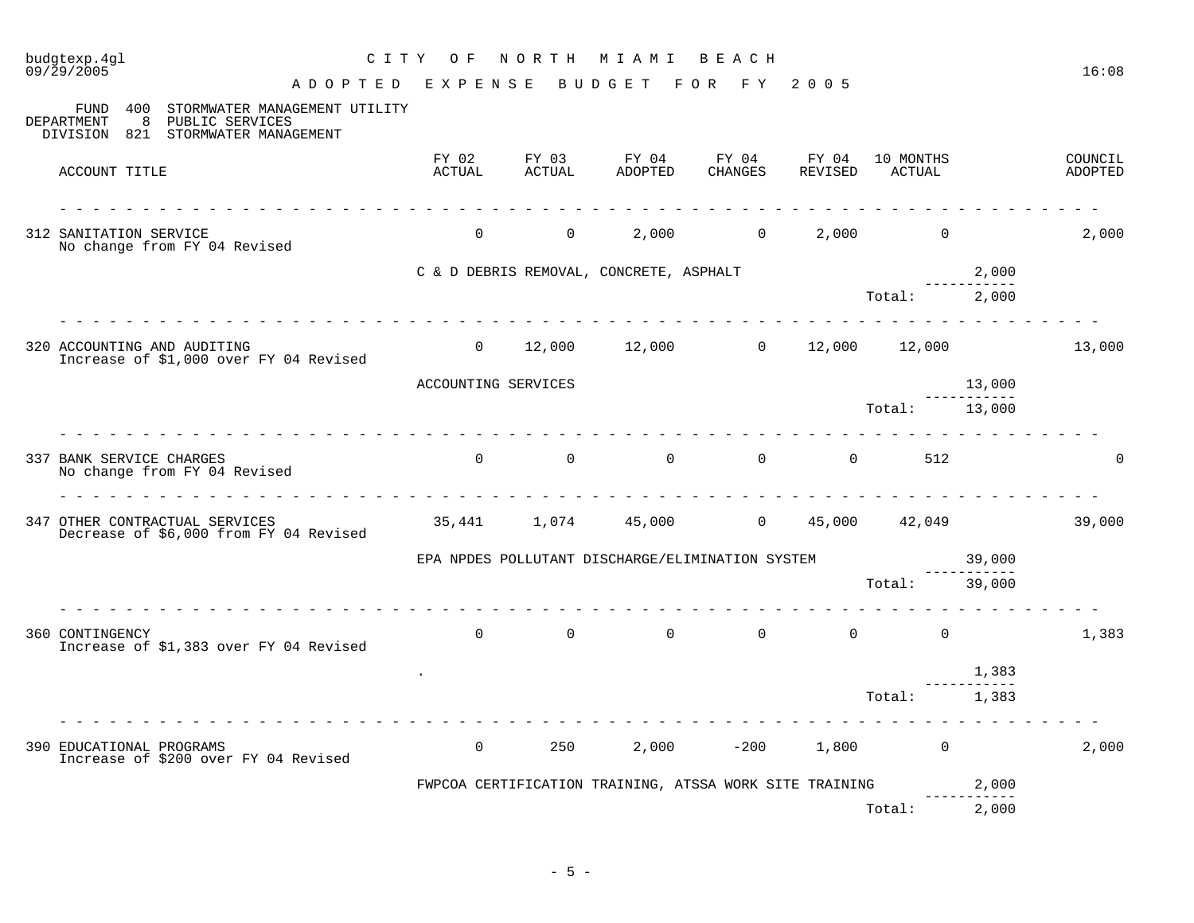# CITY OF NORTH MIAMI BEACH

## ADOPTED EXPENSE BUDGET FOR FY 2005

FUND 400 STORMWATER MANAGEMENT UTILITY
DEPARTMENT 8 PUBLIC SERVICES
DIVISION 821 STORMWATER MANAGEMENT

| ACCOUNT TITLE | FY 02 ACTUAL | FY 03 ACTUAL | FY 04 ADOPTED | FY 04 CHANGES | FY 04 REVISED | 10 MONTHS ACTUAL | | COUNCIL ADOPTED |
|---|---|---|---|---|---|---|---|---|
| 312 SANITATION SERVICE<br>No change from FY 04 Revised | 0 | 0 | 2,000 | 0 | 2,000 | 0 | | 2,000 |
| | C & D DEBRIS REMOVAL, CONCRETE, ASPHALT | | | | | | 2,000 | |
| | | | | | | Total: | 2,000 | |
| 320 ACCOUNTING AND AUDITING<br>Increase of $1,000 over FY 04 Revised | 0 | 12,000 | 12,000 | 0 | 12,000 | 12,000 | | 13,000 |
| | ACCOUNTING SERVICES | | | | | | 13,000 | |
| | | | | | | Total: | 13,000 | |
| 337 BANK SERVICE CHARGES<br>No change from FY 04 Revised | 0 | 0 | 0 | 0 | 0 | 512 | | 0 |
| 347 OTHER CONTRACTUAL SERVICES<br>Decrease of $6,000 from FY 04 Revised | 35,441 | 1,074 | 45,000 | 0 | 45,000 | 42,049 | | 39,000 |
| | EPA NPDES POLLUTANT DISCHARGE/ELIMINATION SYSTEM | | | | | | 39,000 | |
| | | | | | | Total: | 39,000 | |
| 360 CONTINGENCY<br>Increase of $1,383 over FY 04 Revised | 0 | 0 | 0 | 0 | 0 | 0 | | 1,383 |
| | . | | | | | | 1,383 | |
| | | | | | | Total: | 1,383 | |
| 390 EDUCATIONAL PROGRAMS<br>Increase of $200 over FY 04 Revised | 0 | 250 | 2,000 | -200 | 1,800 | 0 | | 2,000 |
| | FWPCOA CERTIFICATION TRAINING, ATSSA WORK SITE TRAINING | | | | | | 2,000 | |
| | | | | | | Total: | 2,000 | |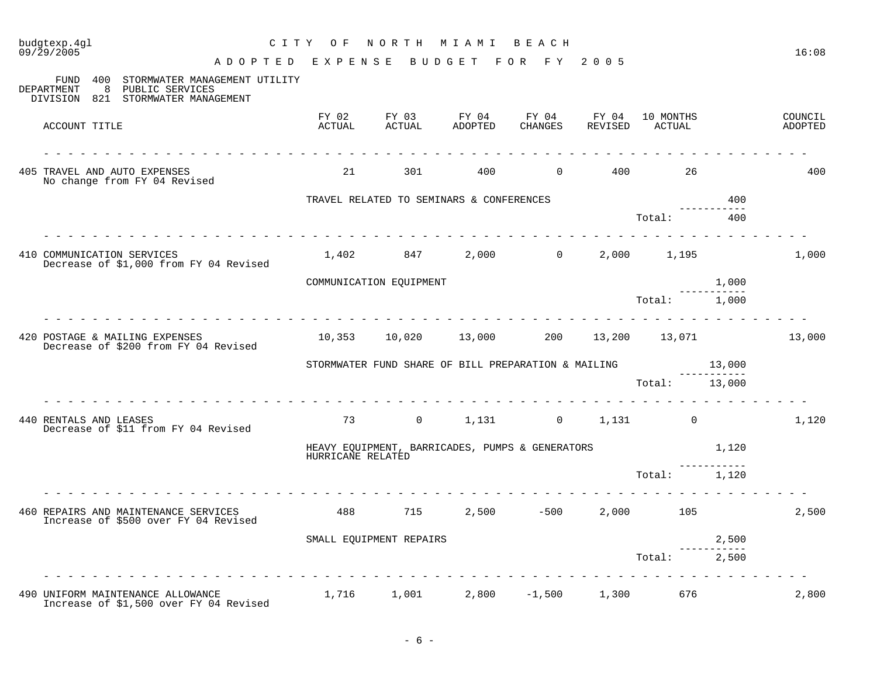CITY OF NORTH MIAMI BEACH

ADOPTED EXPENSE BUDGET FOR FY 2005

FUND 400 STORMWATER MANAGEMENT UTILITY
DEPARTMENT 8 PUBLIC SERVICES
DIVISION 821 STORMWATER MANAGEMENT

| ACCOUNT TITLE | FY 02 ACTUAL | FY 03 ACTUAL | FY 04 ADOPTED | FY 04 CHANGES | FY 04 REVISED | 10 MONTHS ACTUAL | | COUNCIL ADOPTED |
|---|---|---|---|---|---|---|---|---|
| 405 TRAVEL AND AUTO EXPENSES<br>No change from FY 04 Revised | 21 | 301 | 400 | 0 | 400 | 26 | | 400 |
| | TRAVEL RELATED TO SEMINARS & CONFERENCES | | | | | | 400 | |
| | | | | | | Total: | 400 | |
| 410 COMMUNICATION SERVICES<br>Decrease of $1,000 from FY 04 Revised | 1,402 | 847 | 2,000 | 0 | 2,000 | 1,195 | | 1,000 |
| | COMMUNICATION EQUIPMENT | | | | | | 1,000 | |
| | | | | | | Total: | 1,000 | |
| 420 POSTAGE & MAILING EXPENSES<br>Decrease of $200 from FY 04 Revised | 10,353 | 10,020 | 13,000 | 200 | 13,200 | 13,071 | | 13,000 |
| | STORMWATER FUND SHARE OF BILL PREPARATION & MAILING | | | | | | 13,000 | |
| | | | | | | Total: | 13,000 | |
| 440 RENTALS AND LEASES<br>Decrease of $11 from FY 04 Revised | 73 | 0 | 1,131 | 0 | 1,131 | 0 | | 1,120 |
| | HEAVY EQUIPMENT, BARRICADES, PUMPS & GENERATORS HURRICANE RELATED | | | | | | 1,120 | |
| | | | | | | Total: | 1,120 | |
| 460 REPAIRS AND MAINTENANCE SERVICES<br>Increase of $500 over FY 04 Revised | 488 | 715 | 2,500 | -500 | 2,000 | 105 | | 2,500 |
| | SMALL EQUIPMENT REPAIRS | | | | | | 2,500 | |
| | | | | | | Total: | 2,500 | |
| 490 UNIFORM MAINTENANCE ALLOWANCE<br>Increase of $1,500 over FY 04 Revised | 1,716 | 1,001 | 2,800 | -1,500 | 1,300 | 676 | | 2,800 |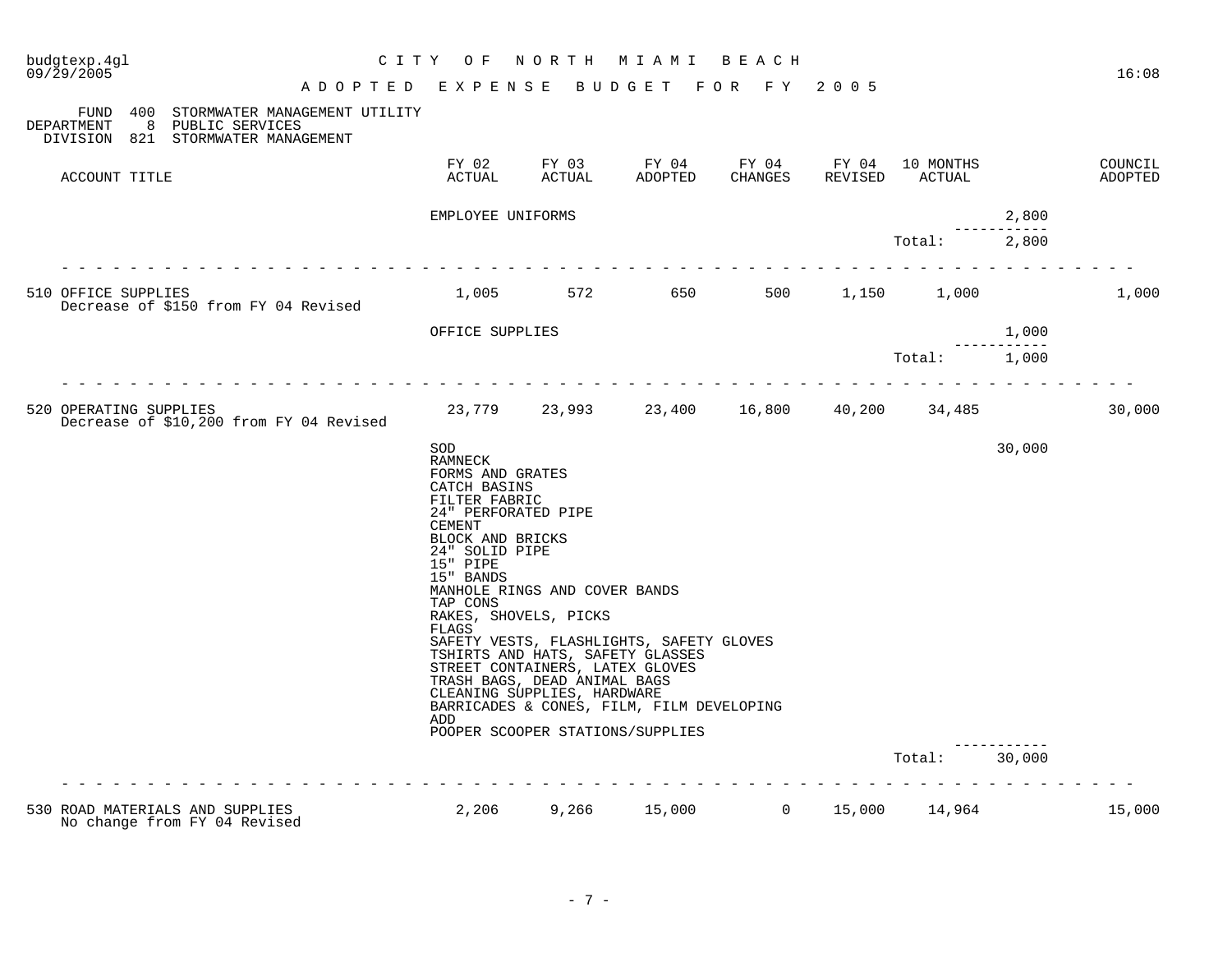CITY OF NORTH MIAMI BEACH

ADOPTED EXPENSE BUDGET FOR FY 2005

FUND 400 STORMWATER MANAGEMENT UTILITY
DEPARTMENT 8 PUBLIC SERVICES
DIVISION 821 STORMWATER MANAGEMENT

| ACCOUNT TITLE | FY 02 ACTUAL | FY 03 ACTUAL | FY 04 ADOPTED | FY 04 CHANGES | FY 04 REVISED | 10 MONTHS ACTUAL | | COUNCIL ADOPTED |
|---|---|---|---|---|---|---|---|---|
| | EMPLOYEE UNIFORMS | | | | | | 2,800 | |
| | | | | | | Total: | 2,800 | |
| 510 OFFICE SUPPLIES<br>Decrease of $150 from FY 04 Revised | 1,005 | 572 | 650 | 500 | 1,150 | 1,000 | | 1,000 |
| | OFFICE SUPPLIES | | | | | | 1,000 | |
| | | | | | | Total: | 1,000 | |
| 520 OPERATING SUPPLIES<br>Decrease of $10,200 from FY 04 Revised | 23,779 | 23,993 | 23,400 | 16,800 | 40,200 | 34,485 | | 30,000 |
| | SOD<br>RAMNECK<br>FORMS AND GRATES<br>CATCH BASINS<br>FILTER FABRIC<br>24" PERFORATED PIPE<br>CEMENT<br>BLOCK AND BRICKS<br>24" SOLID PIPE<br>15" PIPE<br>15" BANDS<br>MANHOLE RINGS AND COVER BANDS<br>TAP CONS<br>RAKES, SHOVELS, PICKS<br>FLAGS<br>SAFETY VESTS, FLASHLIGHTS, SAFETY GLOVES<br>TSHIRTS AND HATS, SAFETY GLASSES<br>STREET CONTAINERS, LATEX GLOVES<br>TRASH BAGS, DEAD ANIMAL BAGS<br>CLEANING SUPPLIES, HARDWARE<br>BARRICADES & CONES, FILM, FILM DEVELOPING<br>ADD<br>POOPER SCOOPER STATIONS/SUPPLIES | | | | | | 30,000 | |
| | | | | | | Total: | 30,000 | |
| 530 ROAD MATERIALS AND SUPPLIES<br>No change from FY 04 Revised | 2,206 | 9,266 | 15,000 | 0 | 15,000 | 14,964 | | 15,000 |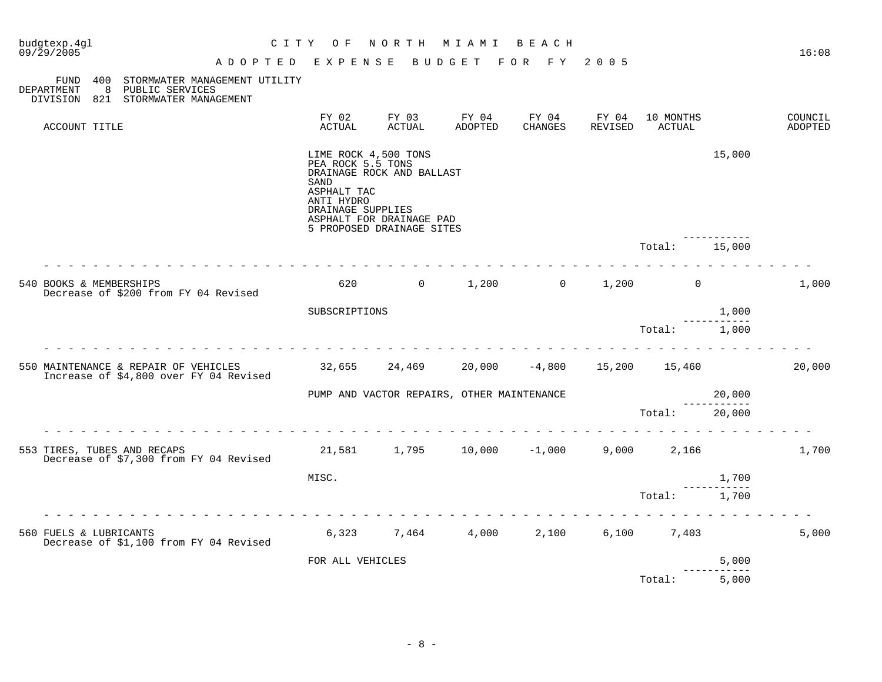CITY OF NORTH MIAMI BEACH

ADOPTED EXPENSE BUDGET FOR FY 2005

FUND 400 STORMWATER MANAGEMENT UTILITY
DEPARTMENT 8 PUBLIC SERVICES
DIVISION 821 STORMWATER MANAGEMENT

| ACCOUNT TITLE | FY 02 ACTUAL | FY 03 ACTUAL | FY 04 ADOPTED | FY 04 CHANGES | FY 04 REVISED | 10 MONTHS ACTUAL | | COUNCIL ADOPTED |
|---|---|---|---|---|---|---|---|---|
| | LIME ROCK 4,500 TONS<br>PEA ROCK 5.5 TONS<br>DRAINAGE ROCK AND BALLAST<br>SAND<br>ASPHALT TAC<br>ANTI HYDRO<br>DRAINAGE SUPPLIES<br>ASPHALT FOR DRAINAGE PAD<br>5 PROPOSED DRAINAGE SITES | | | | | | 15,000 | |
| | | | | | | Total: | 15,000 | |
| 540 BOOKS & MEMBERSHIPS<br>Decrease of $200 from FY 04 Revised | 620 | 0 | 1,200 | 0 | 1,200 | 0 | | 1,000 |
| | SUBSCRIPTIONS | | | | | | 1,000 | |
| | | | | | | Total: | 1,000 | |
| 550 MAINTENANCE & REPAIR OF VEHICLES<br>Increase of $4,800 over FY 04 Revised | 32,655 | 24,469 | 20,000 | -4,800 | 15,200 | 15,460 | | 20,000 |
| | PUMP AND VACTOR REPAIRS, OTHER MAINTENANCE | | | | | | 20,000 | |
| | | | | | | Total: | 20,000 | |
| 553 TIRES, TUBES AND RECAPS<br>Decrease of $7,300 from FY 04 Revised | 21,581 | 1,795 | 10,000 | -1,000 | 9,000 | 2,166 | | 1,700 |
| | MISC. | | | | | | 1,700 | |
| | | | | | | Total: | 1,700 | |
| 560 FUELS & LUBRICANTS<br>Decrease of $1,100 from FY 04 Revised | 6,323 | 7,464 | 4,000 | 2,100 | 6,100 | 7,403 | | 5,000 |
| | FOR ALL VEHICLES | | | | | | 5,000 | |
| | | | | | | Total: | 5,000 | |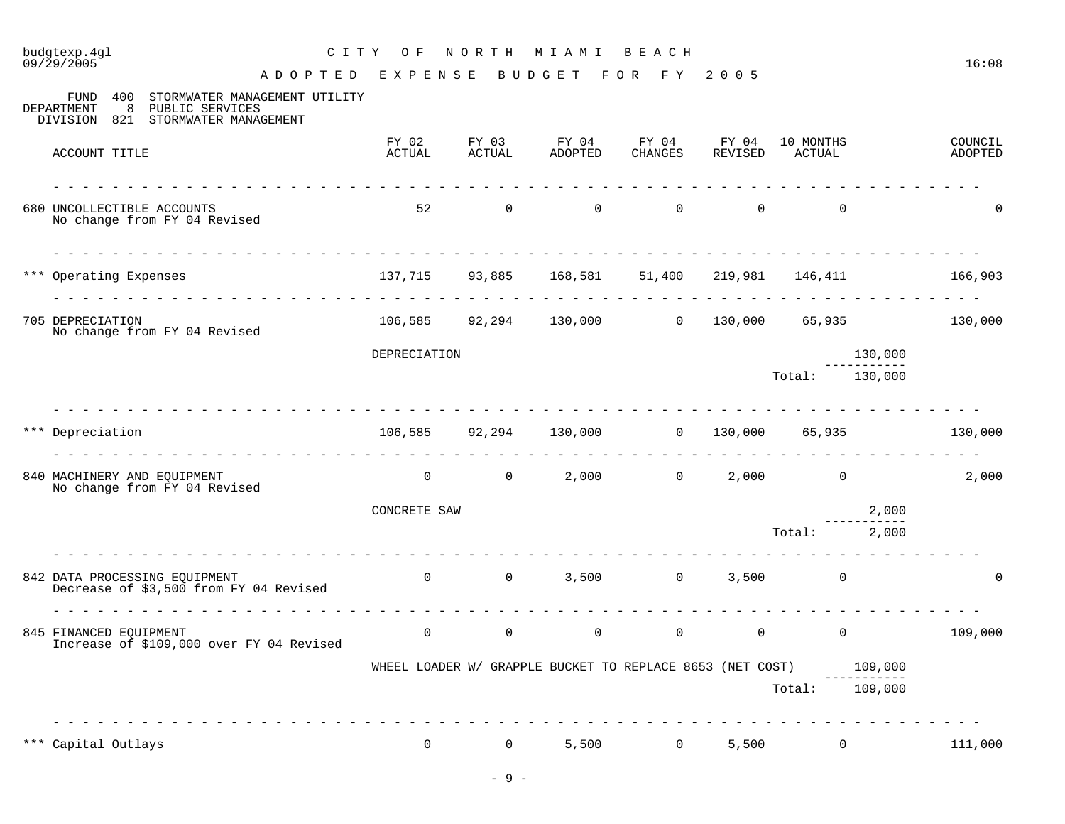budgtexp.4gl
09/29/2005

# CITY OF NORTH MIAMI BEACH

## ADOPTED EXPENSE BUDGET FOR FY 2005

16:08

FUND 400 STORMWATER MANAGEMENT UTILITY
DEPARTMENT 8 PUBLIC SERVICES
DIVISION 821 STORMWATER MANAGEMENT

| ACCOUNT TITLE | FY 02 ACTUAL | FY 03 ACTUAL | FY 04 ADOPTED | FY 04 CHANGES | FY 04 REVISED | 10 MONTHS ACTUAL | | COUNCIL ADOPTED |
|---|---|---|---|---|---|---|---|---|
| 680 UNCOLLECTIBLE ACCOUNTS<br>No change from FY 04 Revised | 52 | 0 | 0 | 0 | 0 | 0 | | 0 |
| *** Operating Expenses | 137,715 | 93,885 | 168,581 | 51,400 | 219,981 | 146,411 | | 166,903 |
| 705 DEPRECIATION<br>No change from FY 04 Revised | 106,585 | 92,294 | 130,000 | 0 | 130,000 | 65,935 | | 130,000 |
| | DEPRECIATION | | | | | | 130,000 | |
| | | | | | | Total: | 130,000 | |
| *** Depreciation | 106,585 | 92,294 | 130,000 | 0 | 130,000 | 65,935 | | 130,000 |
| 840 MACHINERY AND EQUIPMENT<br>No change from FY 04 Revised | 0 | 0 | 2,000 | 0 | 2,000 | 0 | | 2,000 |
| | CONCRETE SAW | | | | | | 2,000 | |
| | | | | | | Total: | 2,000 | |
| 842 DATA PROCESSING EQUIPMENT<br>Decrease of $3,500 from FY 04 Revised | 0 | 0 | 3,500 | 0 | 3,500 | 0 | | 0 |
| 845 FINANCED EQUIPMENT<br>Increase of $109,000 over FY 04 Revised | 0 | 0 | 0 | 0 | 0 | 0 | | 109,000 |
| | WHEEL LOADER W/ GRAPPLE BUCKET TO REPLACE 8653 (NET COST) | | | | | | 109,000 | |
| | | | | | | Total: | 109,000 | |
| *** Capital Outlays | 0 | 0 | 5,500 | 0 | 5,500 | 0 | | 111,000 |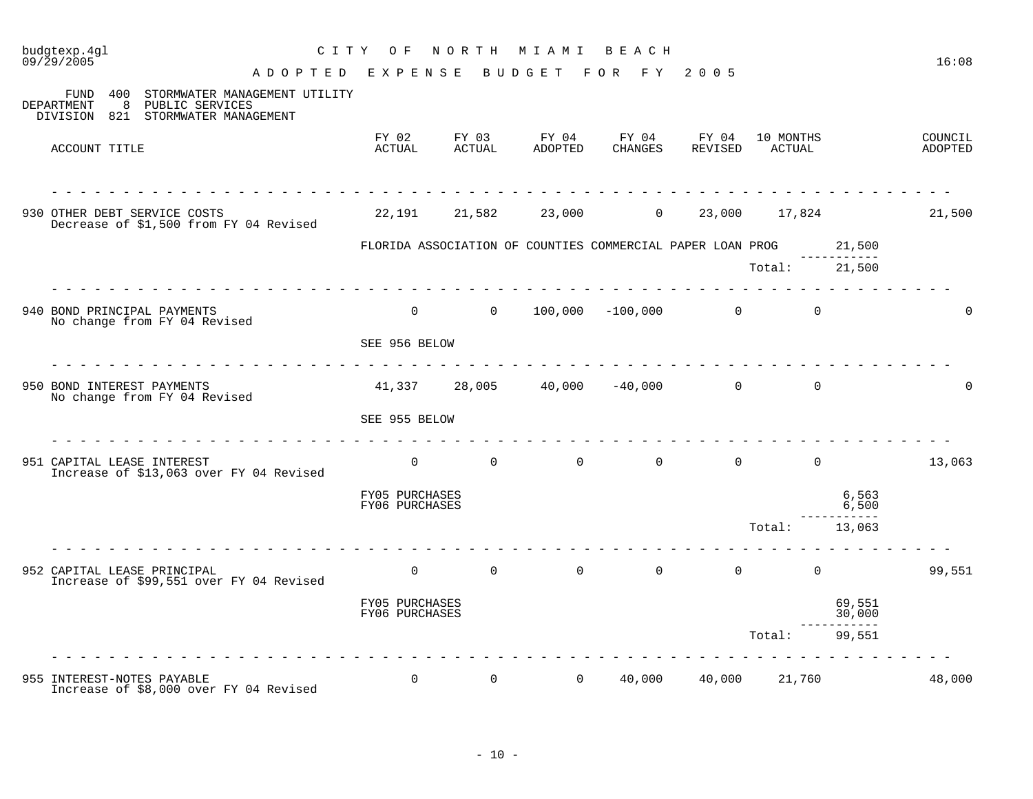budgtexp.4gl
09/29/2005

# CITY OF NORTH MIAMI BEACH

## ADOPTED EXPENSE BUDGET FOR FY 2005

FUND 400 STORMWATER MANAGEMENT UTILITY
DEPARTMENT 8 PUBLIC SERVICES
DIVISION 821 STORMWATER MANAGEMENT

| ACCOUNT TITLE | FY 02 ACTUAL | FY 03 ACTUAL | FY 04 ADOPTED | FY 04 CHANGES | FY 04 REVISED | 10 MONTHS ACTUAL | | COUNCIL ADOPTED |
|---|---|---|---|---|---|---|---|---|
| 930 OTHER DEBT SERVICE COSTS<br>Decrease of $1,500 from FY 04 Revised | 22,191 | 21,582 | 23,000 | 0 | 23,000 | 17,824 | | 21,500 |
| | FLORIDA ASSOCIATION OF COUNTIES COMMERCIAL PAPER LOAN PROG | | | | | | 21,500 | |
| | | | | | | Total: | 21,500 | |
| 940 BOND PRINCIPAL PAYMENTS<br>No change from FY 04 Revised | 0 | 0 | 100,000 | -100,000 | 0 | 0 | | 0 |
| | SEE 956 BELOW | | | | | | | |
| 950 BOND INTEREST PAYMENTS<br>No change from FY 04 Revised | 41,337 | 28,005 | 40,000 | -40,000 | 0 | 0 | | 0 |
| | SEE 955 BELOW | | | | | | | |
| 951 CAPITAL LEASE INTEREST<br>Increase of $13,063 over FY 04 Revised | 0 | 0 | 0 | 0 | 0 | 0 | | 13,063 |
| | FY05 PURCHASES | | | | | | 6,563 | |
| | FY06 PURCHASES | | | | | | 6,500 | |
| | | | | | | Total: | 13,063 | |
| 952 CAPITAL LEASE PRINCIPAL<br>Increase of $99,551 over FY 04 Revised | 0 | 0 | 0 | 0 | 0 | 0 | | 99,551 |
| | FY05 PURCHASES | | | | | | 69,551 | |
| | FY06 PURCHASES | | | | | | 30,000 | |
| | | | | | | Total: | 99,551 | |
| 955 INTEREST-NOTES PAYABLE<br>Increase of $8,000 over FY 04 Revised | 0 | 0 | 0 | 40,000 | 40,000 | 21,760 | | 48,000 |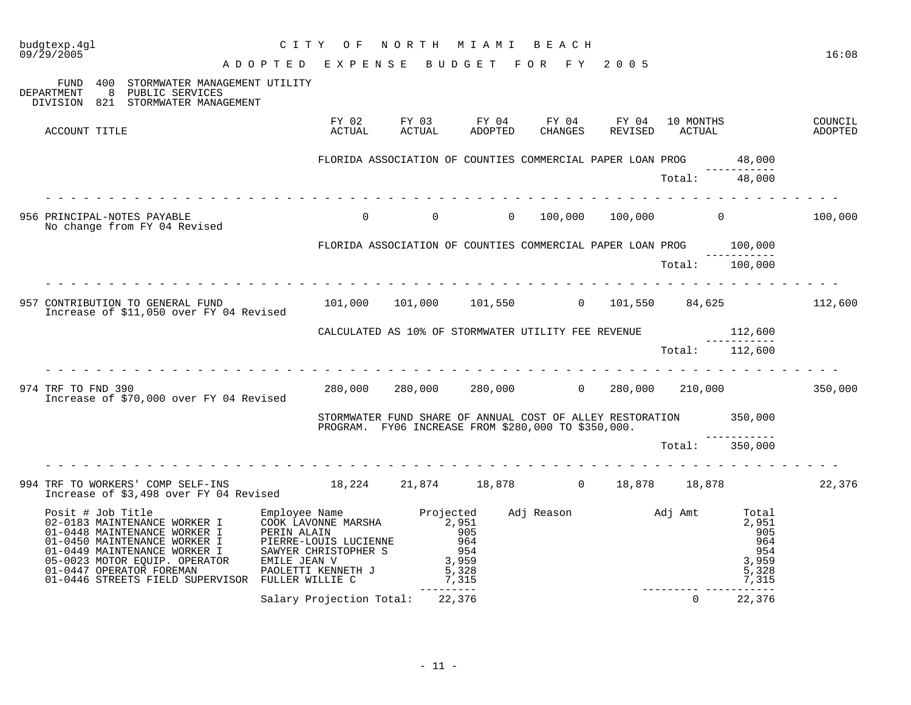budgtexp.4gl — CITY OF NORTH MIAMI BEACH — 09/29/2005 — 16:08

# ADOPTED EXPENSE BUDGET FOR FY 2005

FUND 400 STORMWATER MANAGEMENT UTILITY
DEPARTMENT 8 PUBLIC SERVICES
DIVISION 821 STORMWATER MANAGEMENT

| ACCOUNT TITLE | FY 02 ACTUAL | FY 03 ACTUAL | FY 04 ADOPTED | FY 04 CHANGES | FY 04 REVISED | 10 MONTHS ACTUAL | | COUNCIL ADOPTED |
|---|---|---|---|---|---|---|---|---|
| | FLORIDA ASSOCIATION OF COUNTIES COMMERCIAL PAPER LOAN PROG | | | | | | 48,000 | |
| | | | | | | Total: | 48,000 | |
| 956 PRINCIPAL-NOTES PAYABLE<br>No change from FY 04 Revised | 0 | 0 | 0 | 100,000 | 100,000 | 0 | | 100,000 |
| | FLORIDA ASSOCIATION OF COUNTIES COMMERCIAL PAPER LOAN PROG | | | | | | 100,000 | |
| | | | | | | Total: | 100,000 | |
| 957 CONTRIBUTION TO GENERAL FUND<br>Increase of $11,050 over FY 04 Revised | 101,000 | 101,000 | 101,550 | 0 | 101,550 | 84,625 | | 112,600 |
| | CALCULATED AS 10% OF STORMWATER UTILITY FEE REVENUE | | | | | | 112,600 | |
| | | | | | | Total: | 112,600 | |
| 974 TRF TO FND 390<br>Increase of $70,000 over FY 04 Revised | 280,000 | 280,000 | 280,000 | 0 | 280,000 | 210,000 | | 350,000 |
| | STORMWATER FUND SHARE OF ANNUAL COST OF ALLEY RESTORATION PROGRAM. FY06 INCREASE FROM $280,000 TO $350,000. | | | | | | 350,000 | |
| | | | | | | Total: | 350,000 | |
| 994 TRF TO WORKERS' COMP SELF-INS<br>Increase of $3,498 over FY 04 Revised | 18,224 | 21,874 | 18,878 | 0 | 18,878 | 18,878 | | 22,376 |

| Posit # | Job Title | Employee Name | Projected | Adj Reason | Adj Amt | Total |
|---|---|---|---|---|---|---|
| 02-0183 | MAINTENANCE WORKER I | COOK LAVONNE MARSHA | 2,951 | | | 2,951 |
| 01-0448 | MAINTENANCE WORKER I | PERIN ALAIN | 905 | | | 905 |
| 01-0450 | MAINTENANCE WORKER I | PIERRE-LOUIS LUCIENNE | 964 | | | 964 |
| 01-0449 | MAINTENANCE WORKER I | SAWYER CHRISTOPHER S | 954 | | | 954 |
| 05-0023 | MOTOR EQUIP. OPERATOR | EMILE JEAN V | 3,959 | | | 3,959 |
| 01-0447 | OPERATOR FOREMAN | PAOLETTI KENNETH J | 5,328 | | | 5,328 |
| 01-0446 | STREETS FIELD SUPERVISOR | FULLER WILLIE C | 7,315 | | | 7,315 |
| | | Salary Projection Total: | 22,376 | | 0 | 22,376 |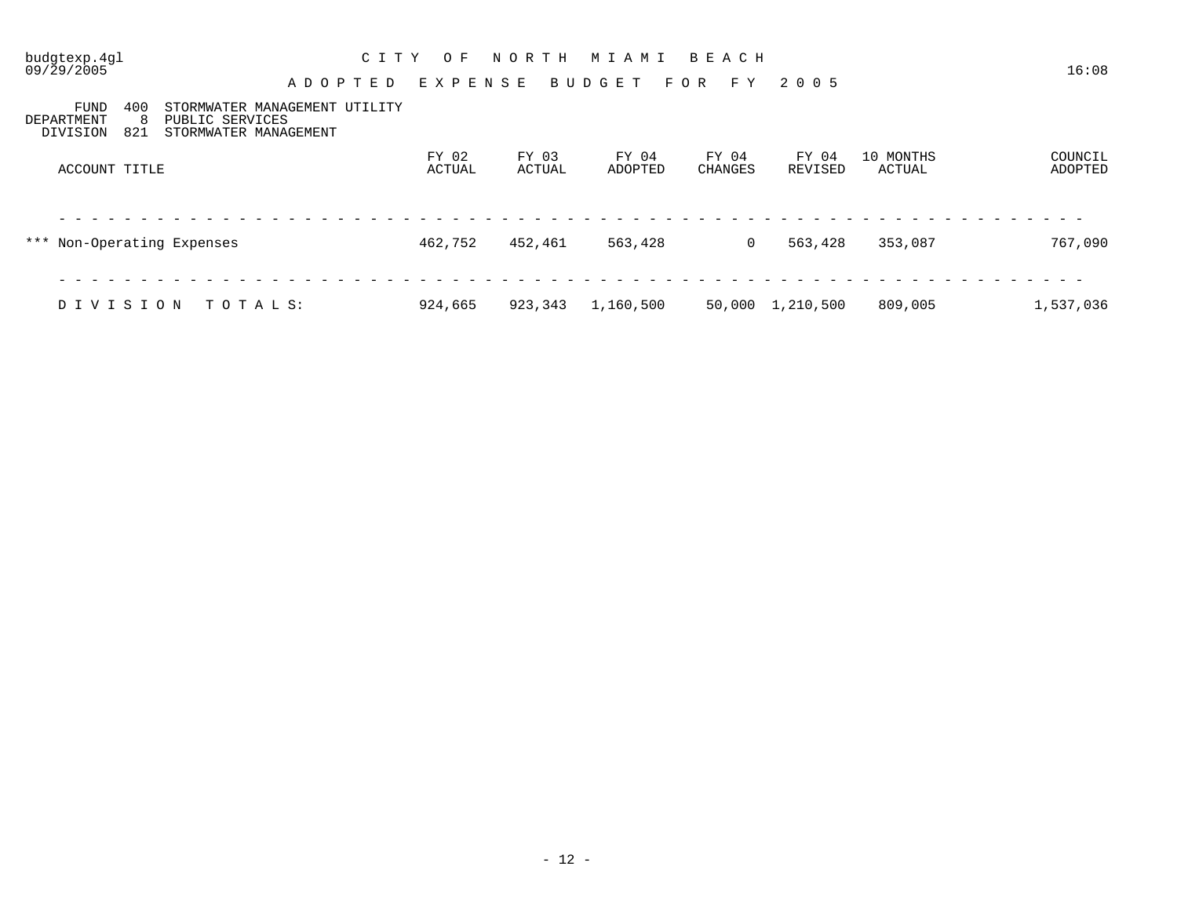CITY OF NORTH MIAMI BEACH

ADOPTED EXPENSE BUDGET FOR FY 2005

FUND 400 STORMWATER MANAGEMENT UTILITY
DEPARTMENT 8 PUBLIC SERVICES
DIVISION 821 STORMWATER MANAGEMENT

| ACCOUNT TITLE | FY 02 ACTUAL | FY 03 ACTUAL | FY 04 ADOPTED | FY 04 CHANGES | FY 04 REVISED | 10 MONTHS ACTUAL | COUNCIL ADOPTED |
|---|---|---|---|---|---|---|---|
| *** Non-Operating Expenses | 462,752 | 452,461 | 563,428 | 0 | 563,428 | 353,087 | 767,090 |
| DIVISION TOTALS: | 924,665 | 923,343 | 1,160,500 | 50,000 | 1,210,500 | 809,005 | 1,537,036 |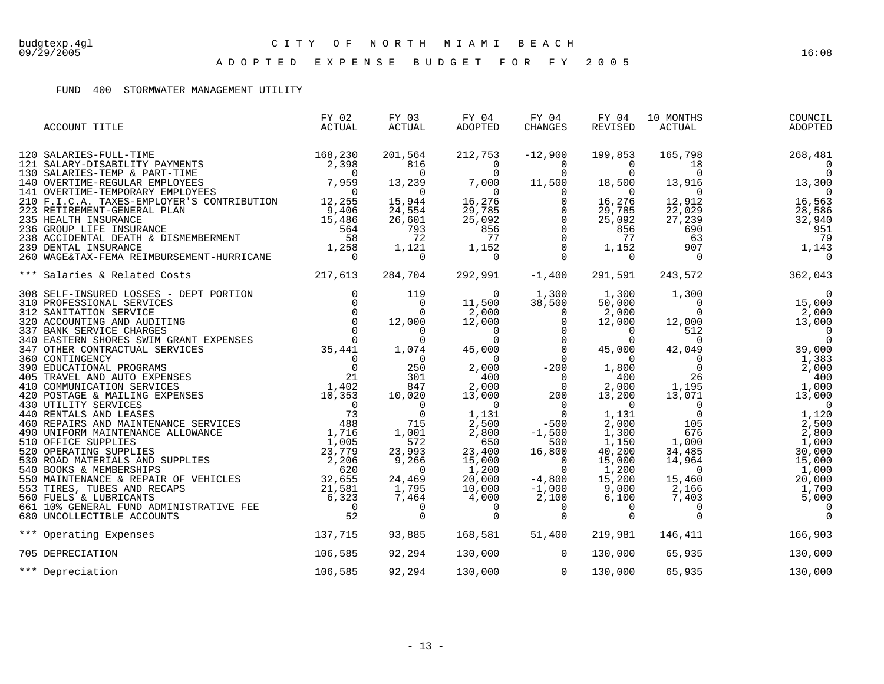# CITY OF NORTH MIAMI BEACH

## ADOPTED EXPENSE BUDGET FOR FY 2005

### FUND 400 STORMWATER MANAGEMENT UTILITY

| ACCOUNT TITLE | FY 02 ACTUAL | FY 03 ACTUAL | FY 04 ADOPTED | FY 04 CHANGES | FY 04 REVISED | 10 MONTHS ACTUAL | COUNCIL ADOPTED |
|---|---|---|---|---|---|---|---|
| 120 SALARIES-FULL-TIME | 168,230 | 201,564 | 212,753 | -12,900 | 199,853 | 165,798 | 268,481 |
| 121 SALARY-DISABILITY PAYMENTS | 2,398 | 816 | 0 | 0 | 0 | 18 | 0 |
| 130 SALARIES-TEMP & PART-TIME | 0 | 0 | 0 | 0 | 0 | 0 | 0 |
| 140 OVERTIME-REGULAR EMPLOYEES | 7,959 | 13,239 | 7,000 | 11,500 | 18,500 | 13,916 | 13,300 |
| 141 OVERTIME-TEMPORARY EMPLOYEES | 0 | 0 | 0 | 0 | 0 | 0 | 0 |
| 210 F.I.C.A. TAXES-EMPLOYER'S CONTRIBUTION | 12,255 | 15,944 | 16,276 | 0 | 16,276 | 12,912 | 16,563 |
| 223 RETIREMENT-GENERAL PLAN | 9,406 | 24,554 | 29,785 | 0 | 29,785 | 22,029 | 28,586 |
| 235 HEALTH INSURANCE | 15,486 | 26,601 | 25,092 | 0 | 25,092 | 27,239 | 32,940 |
| 236 GROUP LIFE INSURANCE | 564 | 793 | 856 | 0 | 856 | 690 | 951 |
| 238 ACCIDENTAL DEATH & DISMEMBERMENT | 58 | 72 | 77 | 0 | 77 | 63 | 79 |
| 239 DENTAL INSURANCE | 1,258 | 1,121 | 1,152 | 0 | 1,152 | 907 | 1,143 |
| 260 WAGE&TAX-FEMA REIMBURSEMENT-HURRICANE | 0 | 0 | 0 | 0 | 0 | 0 | 0 |
| *** Salaries & Related Costs | 217,613 | 284,704 | 292,991 | -1,400 | 291,591 | 243,572 | 362,043 |
| 308 SELF-INSURED LOSSES - DEPT PORTION | 0 | 119 | 0 | 1,300 | 1,300 | 1,300 | 0 |
| 310 PROFESSIONAL SERVICES | 0 | 0 | 11,500 | 38,500 | 50,000 | 0 | 15,000 |
| 312 SANITATION SERVICE | 0 | 0 | 2,000 | 0 | 2,000 | 0 | 2,000 |
| 320 ACCOUNTING AND AUDITING | 0 | 12,000 | 12,000 | 0 | 12,000 | 12,000 | 13,000 |
| 337 BANK SERVICE CHARGES | 0 | 0 | 0 | 0 | 0 | 512 | 0 |
| 340 EASTERN SHORES SWIM GRANT EXPENSES | 0 | 0 | 0 | 0 | 0 | 0 | 0 |
| 347 OTHER CONTRACTUAL SERVICES | 35,441 | 1,074 | 45,000 | 0 | 45,000 | 42,049 | 39,000 |
| 360 CONTINGENCY | 0 | 0 | 0 | 0 | 0 | 0 | 1,383 |
| 390 EDUCATIONAL PROGRAMS | 0 | 250 | 2,000 | -200 | 1,800 | 0 | 2,000 |
| 405 TRAVEL AND AUTO EXPENSES | 21 | 301 | 400 | 0 | 400 | 26 | 400 |
| 410 COMMUNICATION SERVICES | 1,402 | 847 | 2,000 | 0 | 2,000 | 1,195 | 1,000 |
| 420 POSTAGE & MAILING EXPENSES | 10,353 | 10,020 | 13,000 | 200 | 13,200 | 13,071 | 13,000 |
| 430 UTILITY SERVICES | 0 | 0 | 0 | 0 | 0 | 0 | 0 |
| 440 RENTALS AND LEASES | 73 | 0 | 1,131 | 0 | 1,131 | 0 | 1,120 |
| 460 REPAIRS AND MAINTENANCE SERVICES | 488 | 715 | 2,500 | -500 | 2,000 | 105 | 2,500 |
| 490 UNIFORM MAINTENANCE ALLOWANCE | 1,716 | 1,001 | 2,800 | -1,500 | 1,300 | 676 | 2,800 |
| 510 OFFICE SUPPLIES | 1,005 | 572 | 650 | 500 | 1,150 | 1,000 | 1,000 |
| 520 OPERATING SUPPLIES | 23,779 | 23,993 | 23,400 | 16,800 | 40,200 | 34,485 | 30,000 |
| 530 ROAD MATERIALS AND SUPPLIES | 2,206 | 9,266 | 15,000 | 0 | 15,000 | 14,964 | 15,000 |
| 540 BOOKS & MEMBERSHIPS | 620 | 0 | 1,200 | 0 | 1,200 | 0 | 1,000 |
| 550 MAINTENANCE & REPAIR OF VEHICLES | 32,655 | 24,469 | 20,000 | -4,800 | 15,200 | 15,460 | 20,000 |
| 553 TIRES, TUBES AND RECAPS | 21,581 | 1,795 | 10,000 | -1,000 | 9,000 | 2,166 | 1,700 |
| 560 FUELS & LUBRICANTS | 6,323 | 7,464 | 4,000 | 2,100 | 6,100 | 7,403 | 5,000 |
| 661 10% GENERAL FUND ADMINISTRATIVE FEE | 0 | 0 | 0 | 0 | 0 | 0 | 0 |
| 680 UNCOLLECTIBLE ACCOUNTS | 52 | 0 | 0 | 0 | 0 | 0 | 0 |
| *** Operating Expenses | 137,715 | 93,885 | 168,581 | 51,400 | 219,981 | 146,411 | 166,903 |
| 705 DEPRECIATION | 106,585 | 92,294 | 130,000 | 0 | 130,000 | 65,935 | 130,000 |
| *** Depreciation | 106,585 | 92,294 | 130,000 | 0 | 130,000 | 65,935 | 130,000 |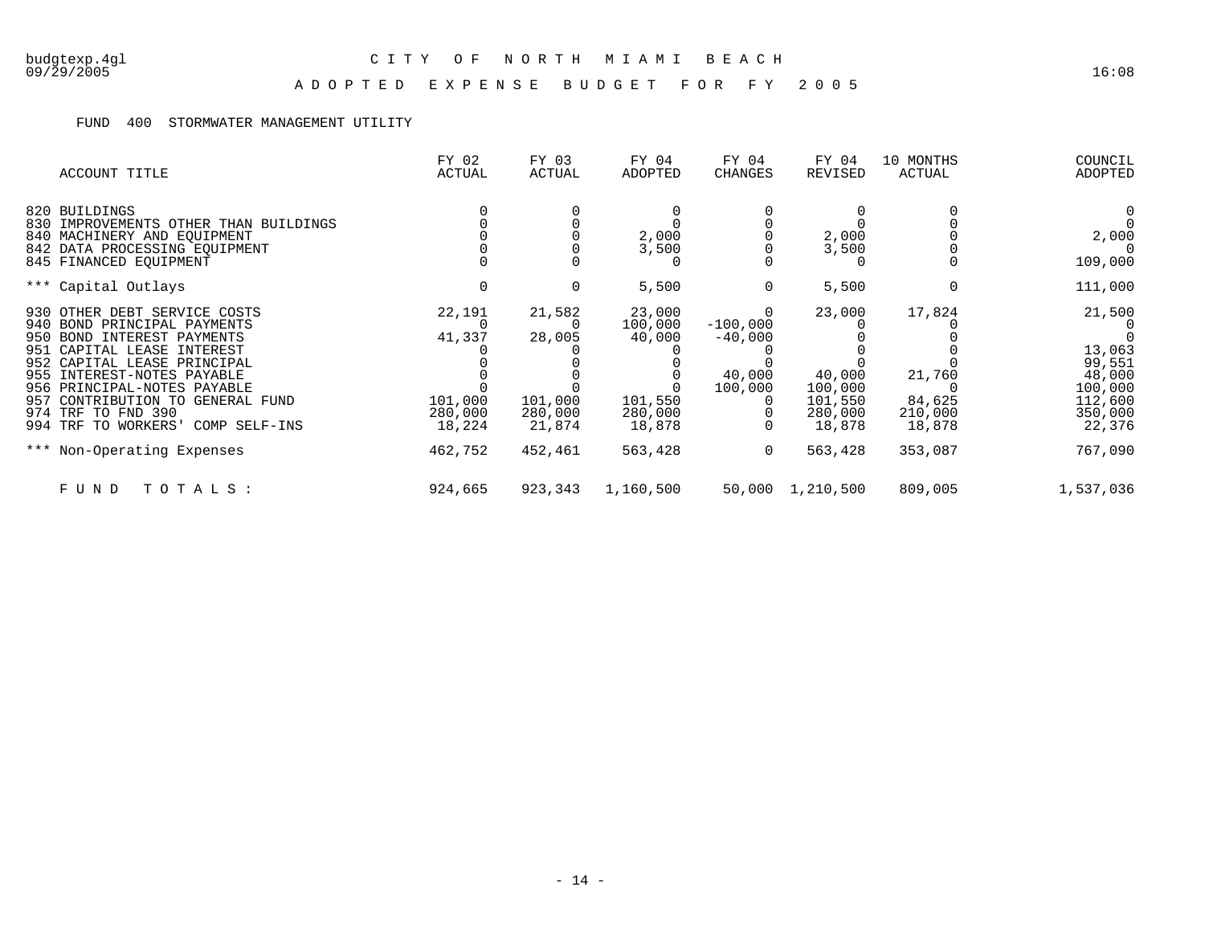# CITY OF NORTH MIAMI BEACH

budgtexp.4gl
09/29/2005
16:08

## ADOPTED EXPENSE BUDGET FOR FY 2005

### FUND 400 STORMWATER MANAGEMENT UTILITY

| ACCOUNT TITLE | FY 02 ACTUAL | FY 03 ACTUAL | FY 04 ADOPTED | FY 04 CHANGES | FY 04 REVISED | 10 MONTHS ACTUAL | COUNCIL ADOPTED |
|---|---|---|---|---|---|---|---|
| 820 BUILDINGS | 0 | 0 | 0 | 0 | 0 | 0 | 0 |
| 830 IMPROVEMENTS OTHER THAN BUILDINGS | 0 | 0 | 0 | 0 | 0 | 0 | 0 |
| 840 MACHINERY AND EQUIPMENT | 0 | 0 | 2,000 | 0 | 2,000 | 0 | 2,000 |
| 842 DATA PROCESSING EQUIPMENT | 0 | 0 | 3,500 | 0 | 3,500 | 0 | 0 |
| 845 FINANCED EQUIPMENT | 0 | 0 | 0 | 0 | 0 | 0 | 109,000 |
| *** Capital Outlays | 0 | 0 | 5,500 | 0 | 5,500 | 0 | 111,000 |
| 930 OTHER DEBT SERVICE COSTS | 22,191 | 21,582 | 23,000 | 0 | 23,000 | 17,824 | 21,500 |
| 940 BOND PRINCIPAL PAYMENTS | 0 | 0 | 100,000 | -100,000 | 0 | 0 | 0 |
| 950 BOND INTEREST PAYMENTS | 41,337 | 28,005 | 40,000 | -40,000 | 0 | 0 | 0 |
| 951 CAPITAL LEASE INTEREST | 0 | 0 | 0 | 0 | 0 | 0 | 13,063 |
| 952 CAPITAL LEASE PRINCIPAL | 0 | 0 | 0 | 0 | 0 | 0 | 99,551 |
| 955 INTEREST-NOTES PAYABLE | 0 | 0 | 0 | 40,000 | 40,000 | 21,760 | 48,000 |
| 956 PRINCIPAL-NOTES PAYABLE | 0 | 0 | 0 | 100,000 | 100,000 | 0 | 100,000 |
| 957 CONTRIBUTION TO GENERAL FUND | 101,000 | 101,000 | 101,550 | 0 | 101,550 | 84,625 | 112,600 |
| 974 TRF TO FND 390 | 280,000 | 280,000 | 280,000 | 0 | 280,000 | 210,000 | 350,000 |
| 994 TRF TO WORKERS' COMP SELF-INS | 18,224 | 21,874 | 18,878 | 0 | 18,878 | 18,878 | 22,376 |
| *** Non-Operating Expenses | 462,752 | 452,461 | 563,428 | 0 | 563,428 | 353,087 | 767,090 |
| FUND TOTALS: | 924,665 | 923,343 | 1,160,500 | 50,000 | 1,210,500 | 809,005 | 1,537,036 |